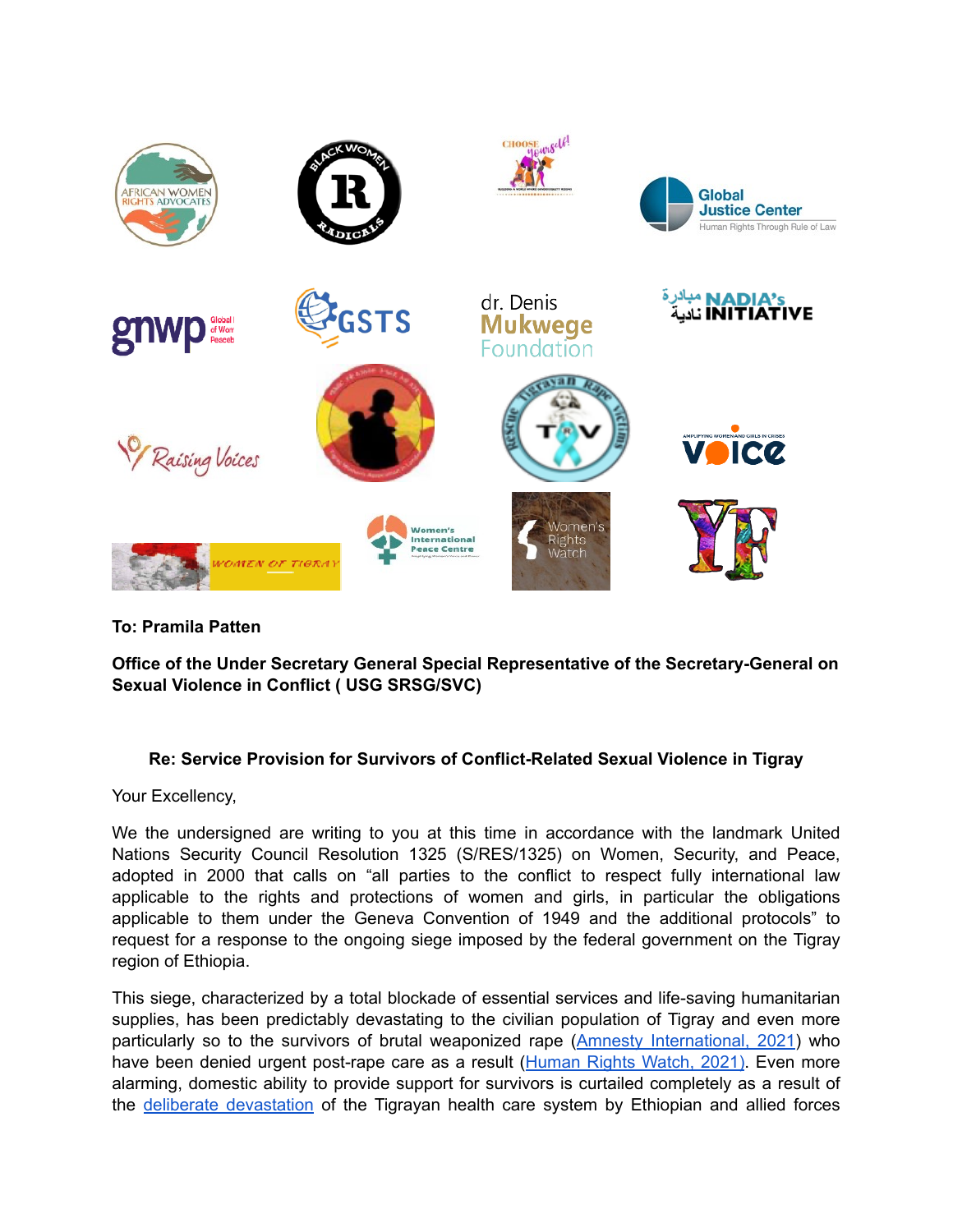**To: Pramila Patten**

**Office of the Under Secretary General Special Representative of the Secretary-General on Sexual Violence in Conflict ( USG SRSG/SVC)**

**Re: Service Provision for Survivors of Conflict-Related Sexual Violence in Tigray**

Your Excellency,

We the undersigned are writing to you at this time in accordance with the landmark United Nations Security Council Resolution 1325 (S/RES/1325) on Women, Security, and Peace, adopted in 2000 that calls on "all parties to the conflict to respect fully international law applicable to the rights and protections of women and girls, in particular the obligations applicable to them under the Geneva Convention of 1949 and the additional protocols" to request for a response to the ongoing siege imposed by the federal government on the Tigray region of Ethiopia.

This siege, characterized by a total blockade of essential services and life-saving humanitarian supplies, has been predictably devastating to the civilian population of Tigray and even more particularly so to the survivors of brutal weaponized rape (Amnesty International, 2021) who have been denied urgent post-rape care as a result (Human Rights Watch, 2021). Even more alarming, domestic ability to provide support for survivors is curtailed completely as a result of the deliberate devastation of the Tigrayan health care system by Ethiopian and allied forces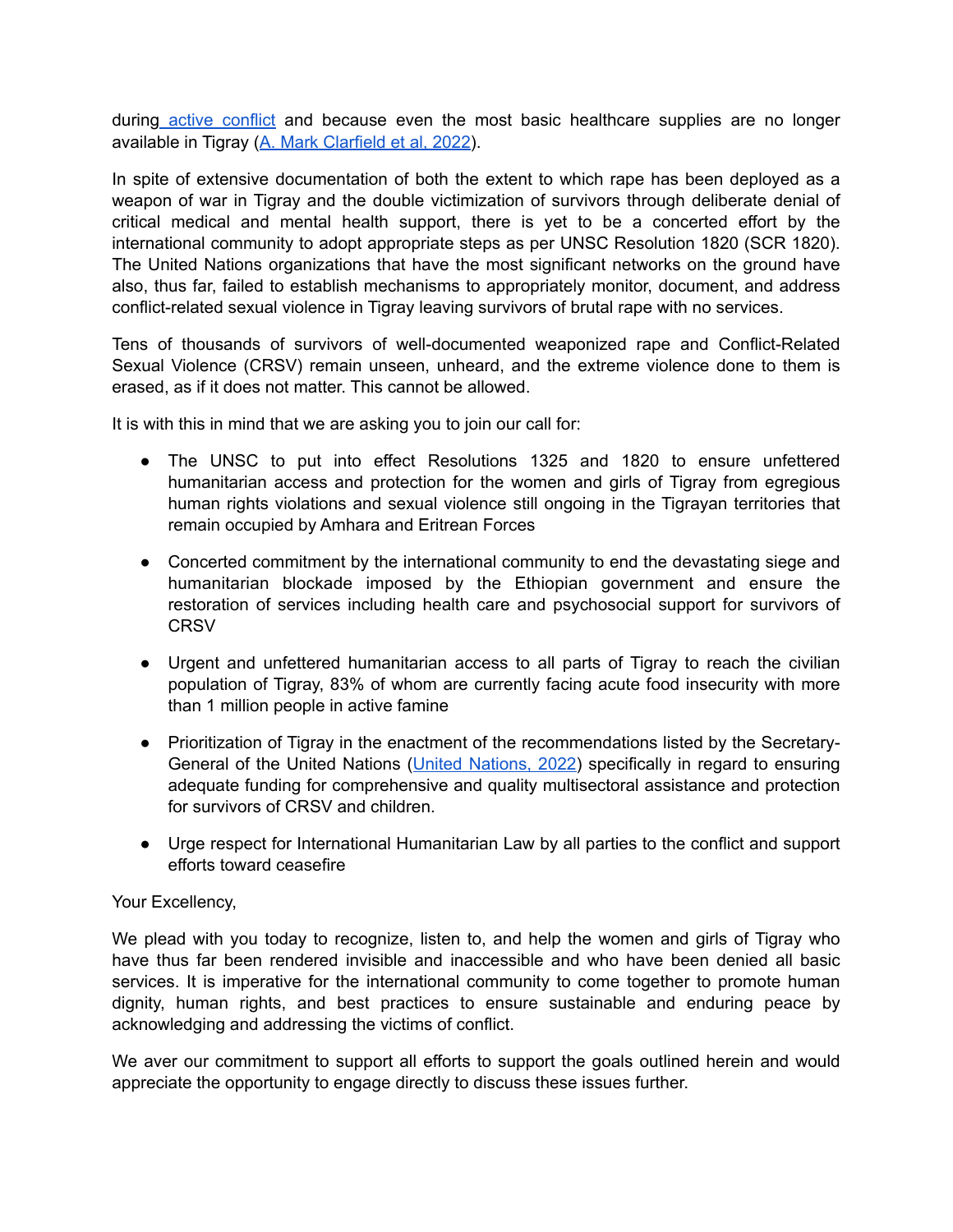during active conflict and because even the most basic healthcare supplies are no longer available in Tigray (A. Mark Clarfield et al, 2022).

In spite of extensive documentation of both the extent to which rape has been deployed as a weapon of war in Tigray and the double victimization of survivors through deliberate denial of critical medical and mental health support, there is yet to be a concerted effort by the international community to adopt appropriate steps as per UNSC Resolution 1820 (SCR 1820). The United Nations organizations that have the most significant networks on the ground have also, thus far, failed to establish mechanisms to appropriately monitor, document, and address conflict-related sexual violence in Tigray leaving survivors of brutal rape with no services.

Tens of thousands of survivors of well-documented weaponized rape and Conflict-Related Sexual Violence (CRSV) remain unseen, unheard, and the extreme violence done to them is erased, as if it does not matter. This cannot be allowed.

It is with this in mind that we are asking you to join our call for:

- The UNSC to put into effect Resolutions 1325 and 1820 to ensure unfettered humanitarian access and protection for the women and girls of Tigray from egregious human rights violations and sexual violence still ongoing in the Tigrayan territories that remain occupied by Amhara and Eritrean Forces

- Concerted commitment by the international community to end the devastating siege and humanitarian blockade imposed by the Ethiopian government and ensure the restoration of services including health care and psychosocial support for survivors of CRSV

- Urgent and unfettered humanitarian access to all parts of Tigray to reach the civilian population of Tigray, 83% of whom are currently facing acute food insecurity with more than 1 million people in active famine

- Prioritization of Tigray in the enactment of the recommendations listed by the Secretary-General of the United Nations (United Nations, 2022) specifically in regard to ensuring adequate funding for comprehensive and quality multisectoral assistance and protection for survivors of CRSV and children.

- Urge respect for International Humanitarian Law by all parties to the conflict and support efforts toward ceasefire

Your Excellency,

We plead with you today to recognize, listen to, and help the women and girls of Tigray who have thus far been rendered invisible and inaccessible and who have been denied all basic services. It is imperative for the international community to come together to promote human dignity, human rights, and best practices to ensure sustainable and enduring peace by acknowledging and addressing the victims of conflict.

We aver our commitment to support all efforts to support the goals outlined herein and would appreciate the opportunity to engage directly to discuss these issues further.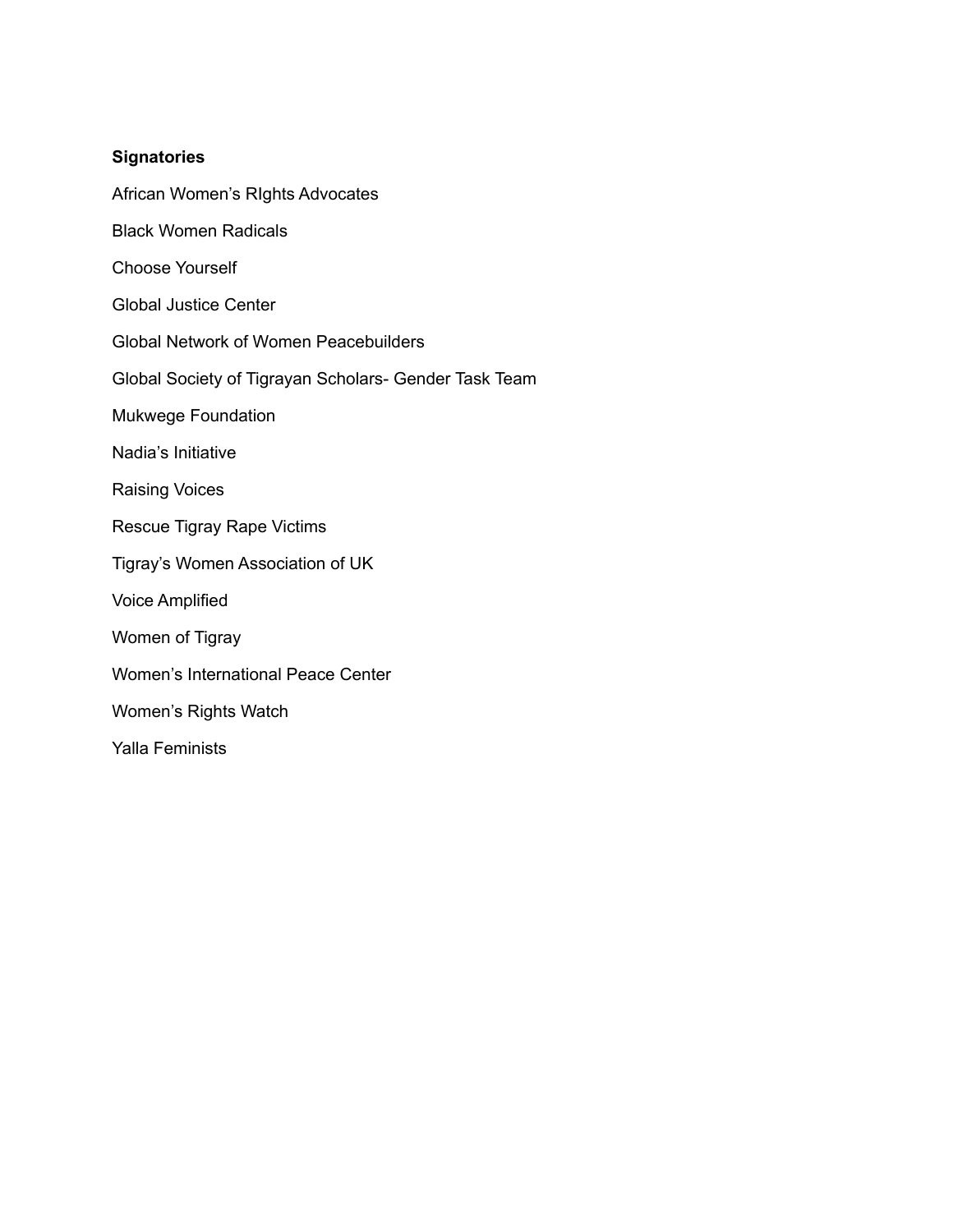**Signatories**

African Women's RIghts Advocates

Black Women Radicals

Choose Yourself

Global Justice Center

Global Network of Women Peacebuilders

Global Society of Tigrayan Scholars- Gender Task Team

Mukwege Foundation

Nadia's Initiative

Raising Voices

Rescue Tigray Rape Victims

Tigray's Women Association of UK

Voice Amplified

Women of Tigray

Women's International Peace Center

Women's Rights Watch

Yalla Feminists